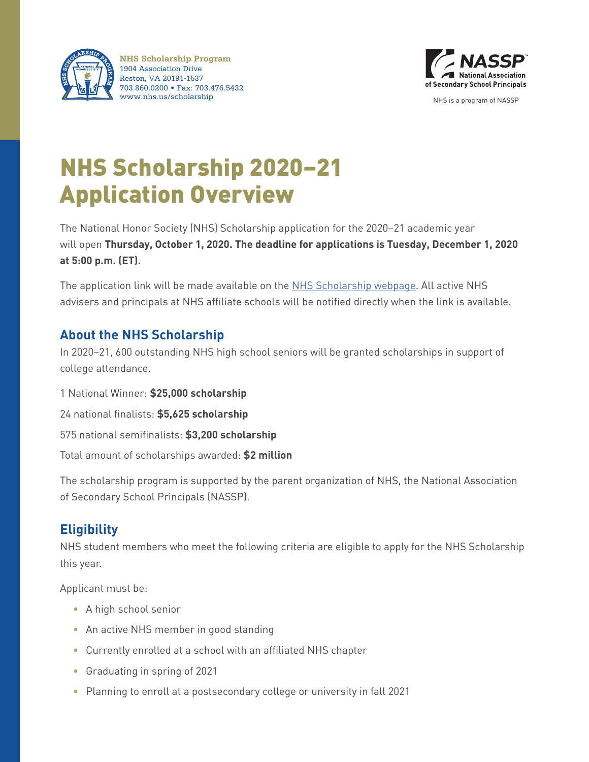NHS Scholarship Program
1904 Association Drive
Reston, VA 20191-1537
703.860.0200 • Fax: 703.476.5432
www.nhs.us/scholarship

NASSP National Association of Secondary School Principals

NHS is a program of NASSP

# NHS Scholarship 2020–21 Application Overview

The National Honor Society (NHS) Scholarship application for the 2020–21 academic year will open **Thursday, October 1, 2020. The deadline for applications is Tuesday, December 1, 2020 at 5:00 p.m. (ET).**

The application link will be made available on the NHS Scholarship webpage. All active NHS advisers and principals at NHS affiliate schools will be notified directly when the link is available.

## About the NHS Scholarship

In 2020–21, 600 outstanding NHS high school seniors will be granted scholarships in support of college attendance.

1 National Winner: **$25,000 scholarship**

24 national finalists: **$5,625 scholarship**

575 national semifinalists: **$3,200 scholarship**

Total amount of scholarships awarded: **$2 million**

The scholarship program is supported by the parent organization of NHS, the National Association of Secondary School Principals (NASSP).

## Eligibility

NHS student members who meet the following criteria are eligible to apply for the NHS Scholarship this year.

Applicant must be:

- A high school senior
- An active NHS member in good standing
- Currently enrolled at a school with an affiliated NHS chapter
- Graduating in spring of 2021
- Planning to enroll at a postsecondary college or university in fall 2021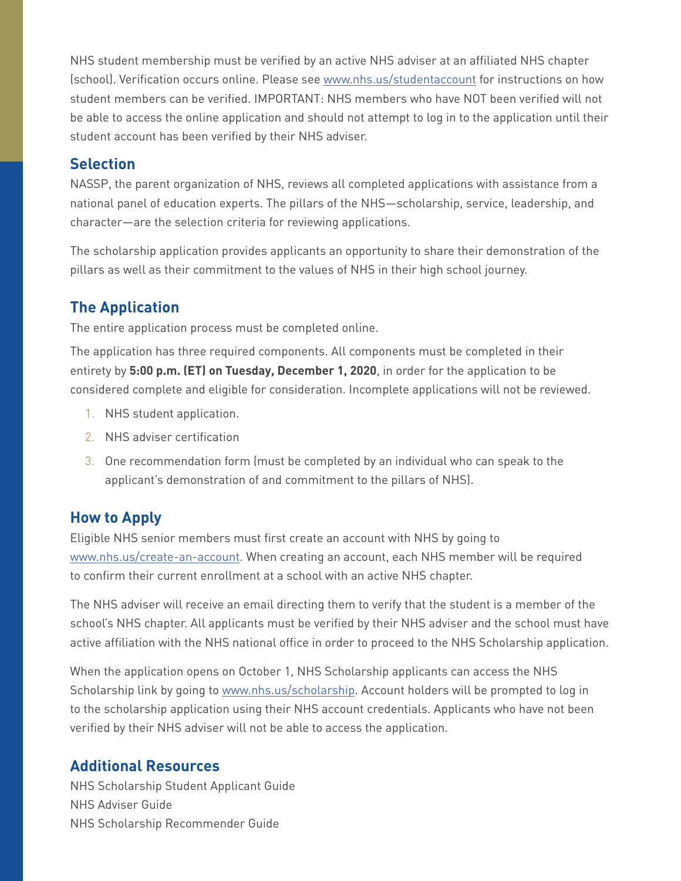NHS student membership must be verified by an active NHS adviser at an affiliated NHS chapter (school). Verification occurs online. Please see [www.nhs.us/studentaccount](www.nhs.us/studentaccount) for instructions on how student members can be verified. IMPORTANT: NHS members who have NOT been verified will not be able to access the online application and should not attempt to log in to the application until their student account has been verified by their NHS adviser.

## Selection

NASSP, the parent organization of NHS, reviews all completed applications with assistance from a national panel of education experts. The pillars of the NHS—scholarship, service, leadership, and character—are the selection criteria for reviewing applications.

The scholarship application provides applicants an opportunity to share their demonstration of the pillars as well as their commitment to the values of NHS in their high school journey.

## The Application

The entire application process must be completed online.

The application has three required components. All components must be completed in their entirety by **5:00 p.m. (ET) on Tuesday, December 1, 2020**, in order for the application to be considered complete and eligible for consideration. Incomplete applications will not be reviewed.

1. NHS student application.
2. NHS adviser certification
3. One recommendation form (must be completed by an individual who can speak to the applicant's demonstration of and commitment to the pillars of NHS).

## How to Apply

Eligible NHS senior members must first create an account with NHS by going to [www.nhs.us/create-an-account](www.nhs.us/create-an-account). When creating an account, each NHS member will be required to confirm their current enrollment at a school with an active NHS chapter.

The NHS adviser will receive an email directing them to verify that the student is a member of the school's NHS chapter. All applicants must be verified by their NHS adviser and the school must have active affiliation with the NHS national office in order to proceed to the NHS Scholarship application.

When the application opens on October 1, NHS Scholarship applicants can access the NHS Scholarship link by going to [www.nhs.us/scholarship](www.nhs.us/scholarship). Account holders will be prompted to log in to the scholarship application using their NHS account credentials. Applicants who have not been verified by their NHS adviser will not be able to access the application.

## Additional Resources

NHS Scholarship Student Applicant Guide
NHS Adviser Guide
NHS Scholarship Recommender Guide